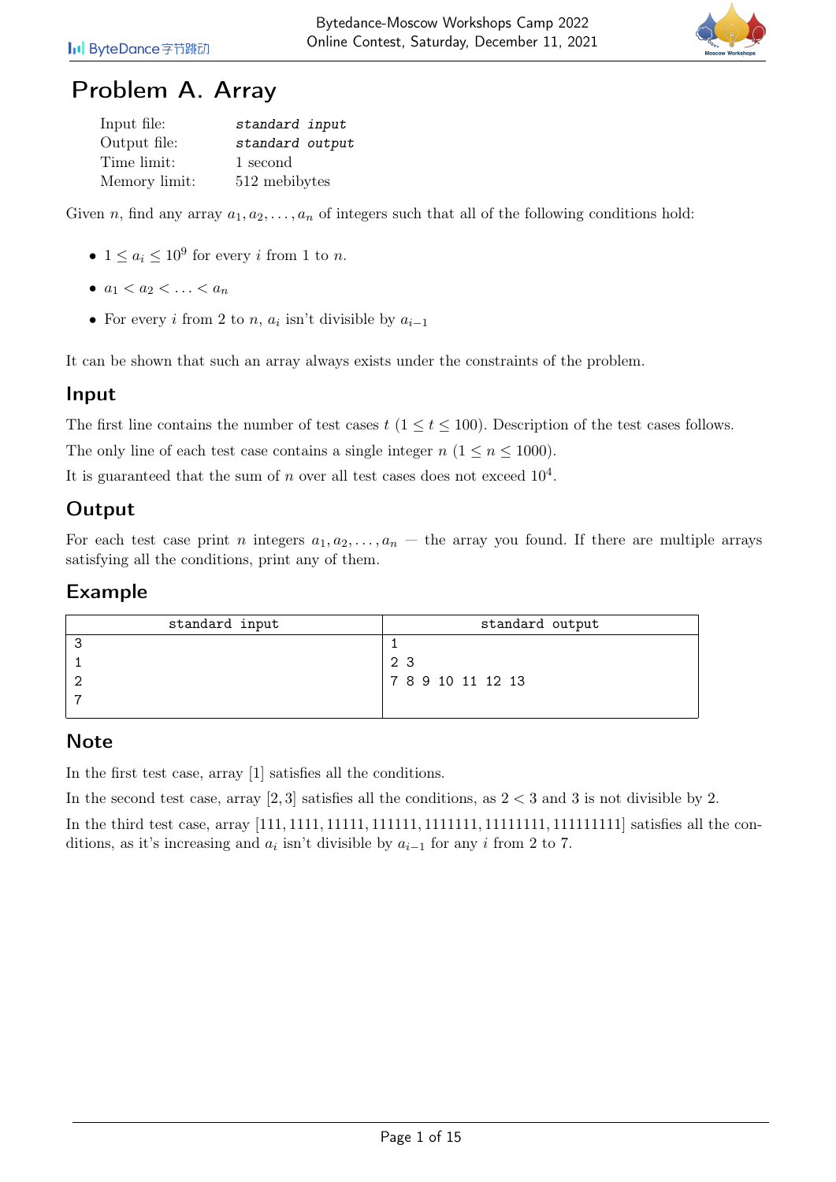# Problem A. Array

| | |
|---|---|
| Input file: | *standard input* |
| Output file: | *standard output* |
| Time limit: | 1 second |
| Memory limit: | 512 mebibytes |

Given $n$, find any array $a_1, a_2, \ldots, a_n$ of integers such that all of the following conditions hold:

- $1 \le a_i \le 10^9$ for every $i$ from 1 to $n$.
- $a_1 < a_2 < \ldots < a_n$
- For every $i$ from 2 to $n$, $a_i$ isn't divisible by $a_{i-1}$

It can be shown that such an array always exists under the constraints of the problem.

## Input

The first line contains the number of test cases $t$ ($1 \le t \le 100$). Description of the test cases follows.

The only line of each test case contains a single integer $n$ ($1 \le n \le 1000$).

It is guaranteed that the sum of $n$ over all test cases does not exceed $10^4$.

## Output

For each test case print $n$ integers $a_1, a_2, \ldots, a_n$ — the array you found. If there are multiple arrays satisfying all the conditions, print any of them.

## Example

| standard input | standard output |
|---|---|
| 3<br>1<br>2<br>7 | 1<br>2 3<br>7 8 9 10 11 12 13 |

## Note

In the first test case, array $[1]$ satisfies all the conditions.

In the second test case, array $[2, 3]$ satisfies all the conditions, as $2 < 3$ and 3 is not divisible by 2.

In the third test case, array $[111, 1111, 11111, 111111, 1111111, 11111111, 111111111]$ satisfies all the conditions, as it's increasing and $a_i$ isn't divisible by $a_{i-1}$ for any $i$ from 2 to 7.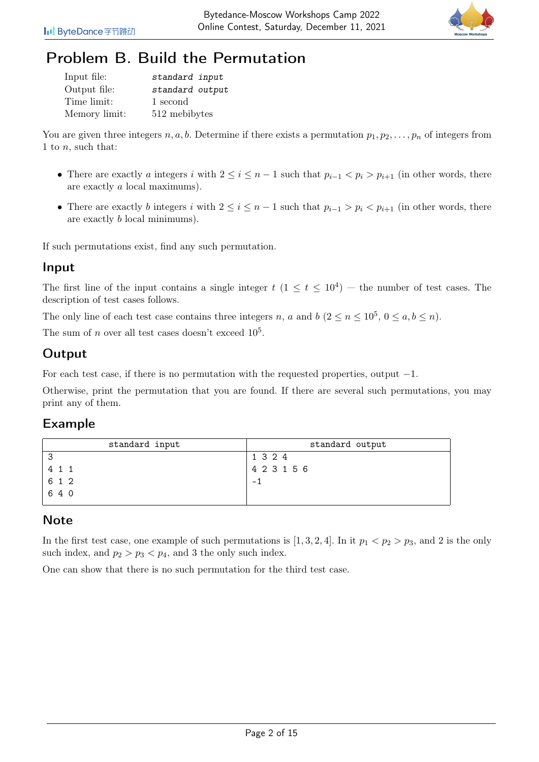# Problem B. Build the Permutation

| | |
|---|---|
| Input file: | *standard input* |
| Output file: | *standard output* |
| Time limit: | 1 second |
| Memory limit: | 512 mebibytes |

You are given three integers $n, a, b$. Determine if there exists a permutation $p_1, p_2, \ldots, p_n$ of integers from 1 to $n$, such that:

- There are exactly $a$ integers $i$ with $2 \le i \le n-1$ such that $p_{i-1} < p_i > p_{i+1}$ (in other words, there are exactly $a$ local maximums).
- There are exactly $b$ integers $i$ with $2 \le i \le n-1$ such that $p_{i-1} > p_i < p_{i+1}$ (in other words, there are exactly $b$ local minimums).

If such permutations exist, find any such permutation.

## Input

The first line of the input contains a single integer $t$ ($1 \le t \le 10^4$) — the number of test cases. The description of test cases follows.

The only line of each test case contains three integers $n$, $a$ and $b$ ($2 \le n \le 10^5$, $0 \le a, b \le n$).

The sum of $n$ over all test cases doesn't exceed $10^5$.

## Output

For each test case, if there is no permutation with the requested properties, output $-1$.

Otherwise, print the permutation that you are found. If there are several such permutations, you may print any of them.

## Example

| standard input | standard output |
|---|---|
| 3<br>4 1 1<br>6 1 2<br>6 4 0 | 1 3 2 4<br>4 2 3 1 5 6<br>-1 |

## Note

In the first test case, one example of such permutations is $[1, 3, 2, 4]$. In it $p_1 < p_2 > p_3$, and 2 is the only such index, and $p_2 > p_3 < p_4$, and 3 the only such index.

One can show that there is no such permutation for the third test case.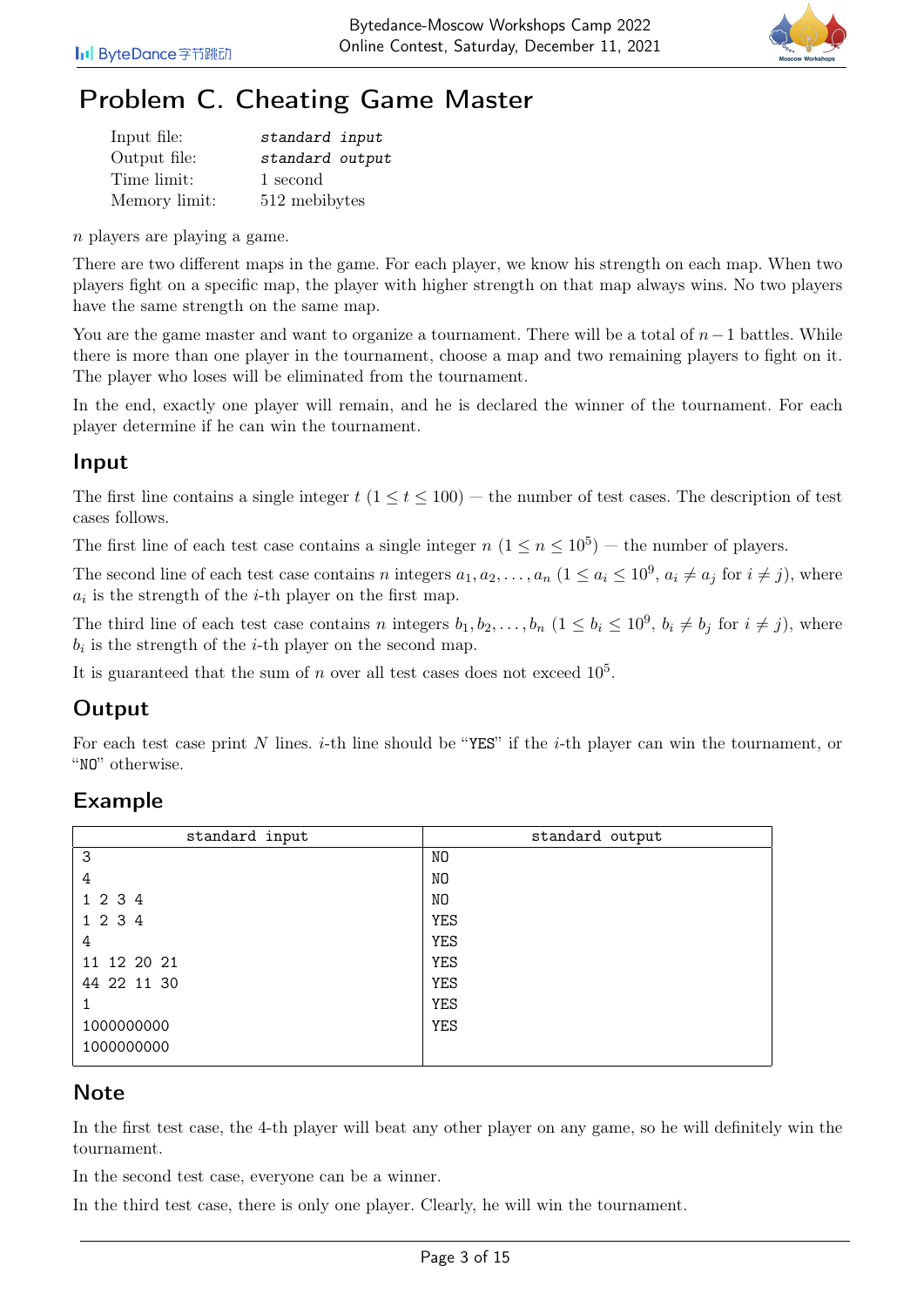# Problem C. Cheating Game Master

| | |
|---|---|
| Input file: | *standard input* |
| Output file: | *standard output* |
| Time limit: | 1 second |
| Memory limit: | 512 mebibytes |

$n$ players are playing a game.

There are two different maps in the game. For each player, we know his strength on each map. When two players fight on a specific map, the player with higher strength on that map always wins. No two players have the same strength on the same map.

You are the game master and want to organize a tournament. There will be a total of $n-1$ battles. While there is more than one player in the tournament, choose a map and two remaining players to fight on it. The player who loses will be eliminated from the tournament.

In the end, exactly one player will remain, and he is declared the winner of the tournament. For each player determine if he can win the tournament.

## Input

The first line contains a single integer $t$ ($1 \le t \le 100$) — the number of test cases. The description of test cases follows.

The first line of each test case contains a single integer $n$ ($1 \le n \le 10^5$) — the number of players.

The second line of each test case contains $n$ integers $a_1, a_2, \ldots, a_n$ ($1 \le a_i \le 10^9$, $a_i \ne a_j$ for $i \ne j$), where $a_i$ is the strength of the $i$-th player on the first map.

The third line of each test case contains $n$ integers $b_1, b_2, \ldots, b_n$ ($1 \le b_i \le 10^9$, $b_i \ne b_j$ for $i \ne j$), where $b_i$ is the strength of the $i$-th player on the second map.

It is guaranteed that the sum of $n$ over all test cases does not exceed $10^5$.

## Output

For each test case print $N$ lines. $i$-th line should be "YES" if the $i$-th player can win the tournament, or "NO" otherwise.

## Example

| standard input | standard output |
|---|---|
| 3<br>4<br>1 2 3 4<br>1 2 3 4<br>4<br>11 12 20 21<br>44 22 11 30<br>1<br>1000000000<br>1000000000 | NO<br>NO<br>NO<br>YES<br>YES<br>YES<br>YES<br>YES<br>YES |

## Note

In the first test case, the 4-th player will beat any other player on any game, so he will definitely win the tournament.

In the second test case, everyone can be a winner.

In the third test case, there is only one player. Clearly, he will win the tournament.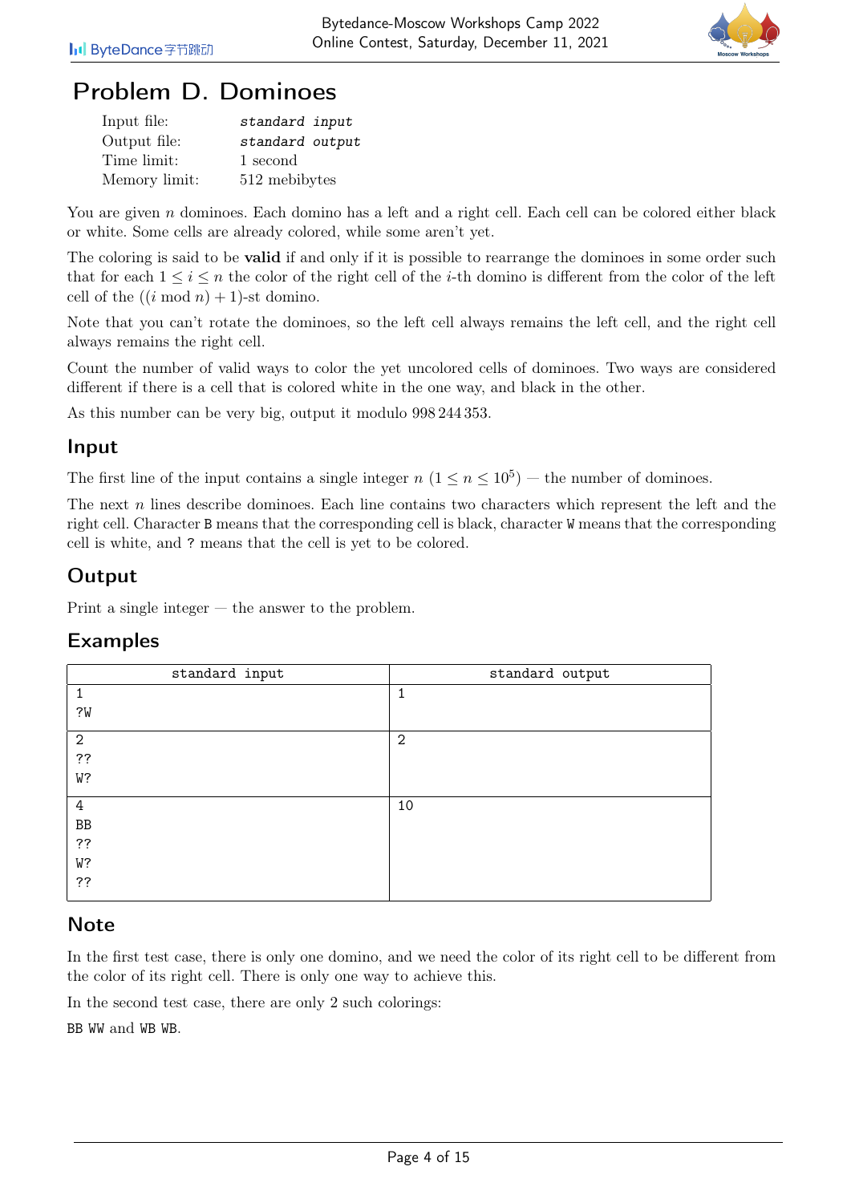# Problem D. Dominoes

| | |
|---|---|
| Input file: | *standard input* |
| Output file: | *standard output* |
| Time limit: | 1 second |
| Memory limit: | 512 mebibytes |

You are given $n$ dominoes. Each domino has a left and a right cell. Each cell can be colored either black or white. Some cells are already colored, while some aren't yet.

The coloring is said to be **valid** if and only if it is possible to rearrange the dominoes in some order such that for each $1 \le i \le n$ the color of the right cell of the $i$-th domino is different from the color of the left cell of the $((i \bmod n) + 1)$-st domino.

Note that you can't rotate the dominoes, so the left cell always remains the left cell, and the right cell always remains the right cell.

Count the number of valid ways to color the yet uncolored cells of dominoes. Two ways are considered different if there is a cell that is colored white in the one way, and black in the other.

As this number can be very big, output it modulo 998 244 353.

## Input

The first line of the input contains a single integer $n$ ($1 \le n \le 10^5$) — the number of dominoes.

The next $n$ lines describe dominoes. Each line contains two characters which represent the left and the right cell. Character B means that the corresponding cell is black, character W means that the corresponding cell is white, and ? means that the cell is yet to be colored.

## Output

Print a single integer — the answer to the problem.

## Examples

| standard input | standard output |
|---|---|
| 1<br>?W | 1 |
| 2<br>??<br>W? | 2 |
| 4<br>BB<br>??<br>W?<br>?? | 10 |

## Note

In the first test case, there is only one domino, and we need the color of its right cell to be different from the color of its right cell. There is only one way to achieve this.

In the second test case, there are only 2 such colorings:

BB WW and WB WB.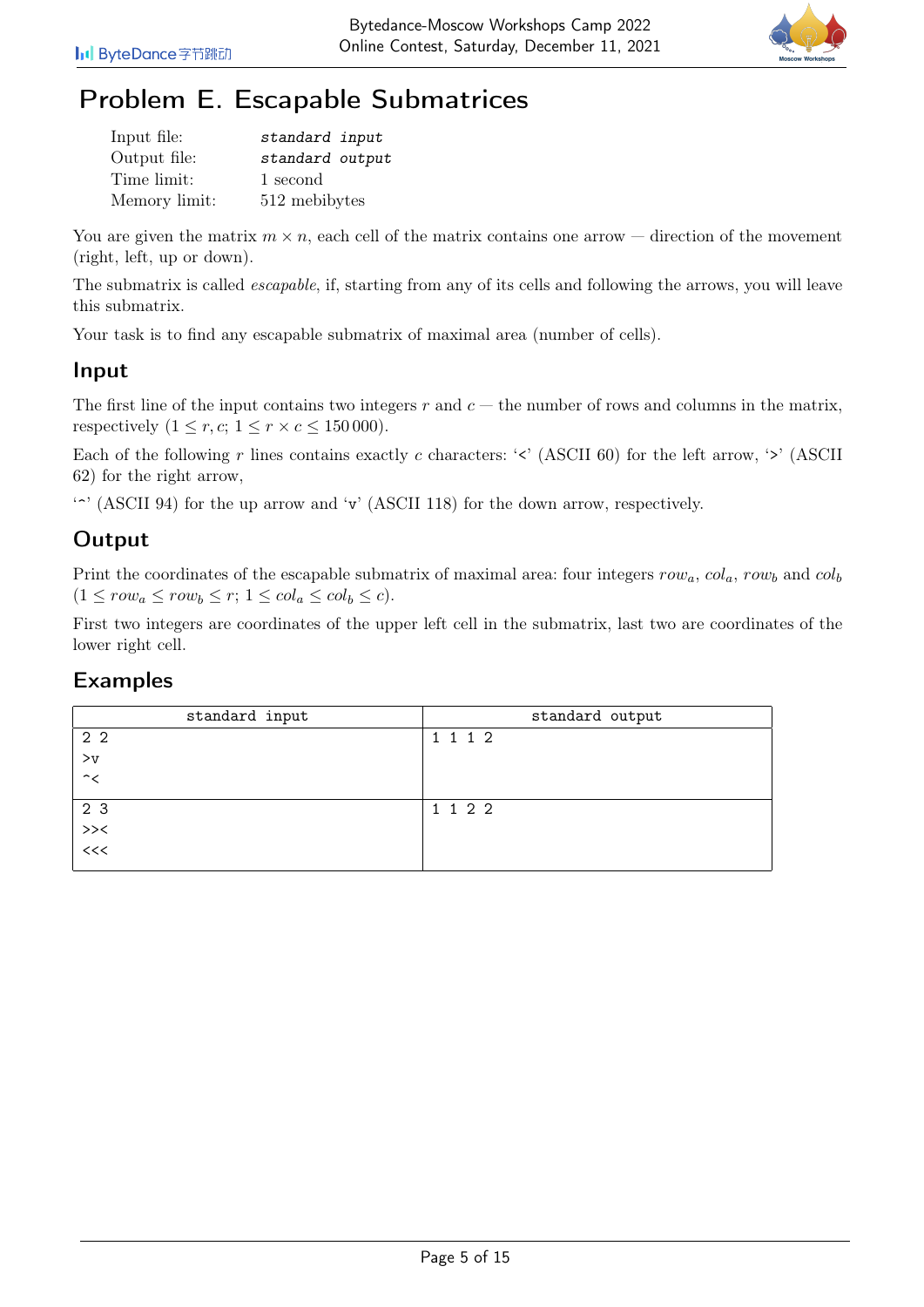# Problem E. Escapable Submatrices

| | |
|---|---|
| Input file: | *standard input* |
| Output file: | *standard output* |
| Time limit: | 1 second |
| Memory limit: | 512 mebibytes |

You are given the matrix $m \times n$, each cell of the matrix contains one arrow — direction of the movement (right, left, up or down).

The submatrix is called *escapable*, if, starting from any of its cells and following the arrows, you will leave this submatrix.

Your task is to find any escapable submatrix of maximal area (number of cells).

## Input

The first line of the input contains two integers $r$ and $c$ — the number of rows and columns in the matrix, respectively $(1 \le r, c;\ 1 \le r \times c \le 150\,000)$.

Each of the following $r$ lines contains exactly $c$ characters: '<' (ASCII 60) for the left arrow, '>' (ASCII 62) for the right arrow,

'^' (ASCII 94) for the up arrow and 'v' (ASCII 118) for the down arrow, respectively.

## Output

Print the coordinates of the escapable submatrix of maximal area: four integers $row_a$, $col_a$, $row_b$ and $col_b$ $(1 \le row_a \le row_b \le r;\ 1 \le col_a \le col_b \le c)$.

First two integers are coordinates of the upper left cell in the submatrix, last two are coordinates of the lower right cell.

## Examples

| standard input | standard output |
|---|---|
| 2 2<br>>v<br>^< | 1 1 1 2 |
| 2 3<br>>><<br><<< | 1 1 2 2 |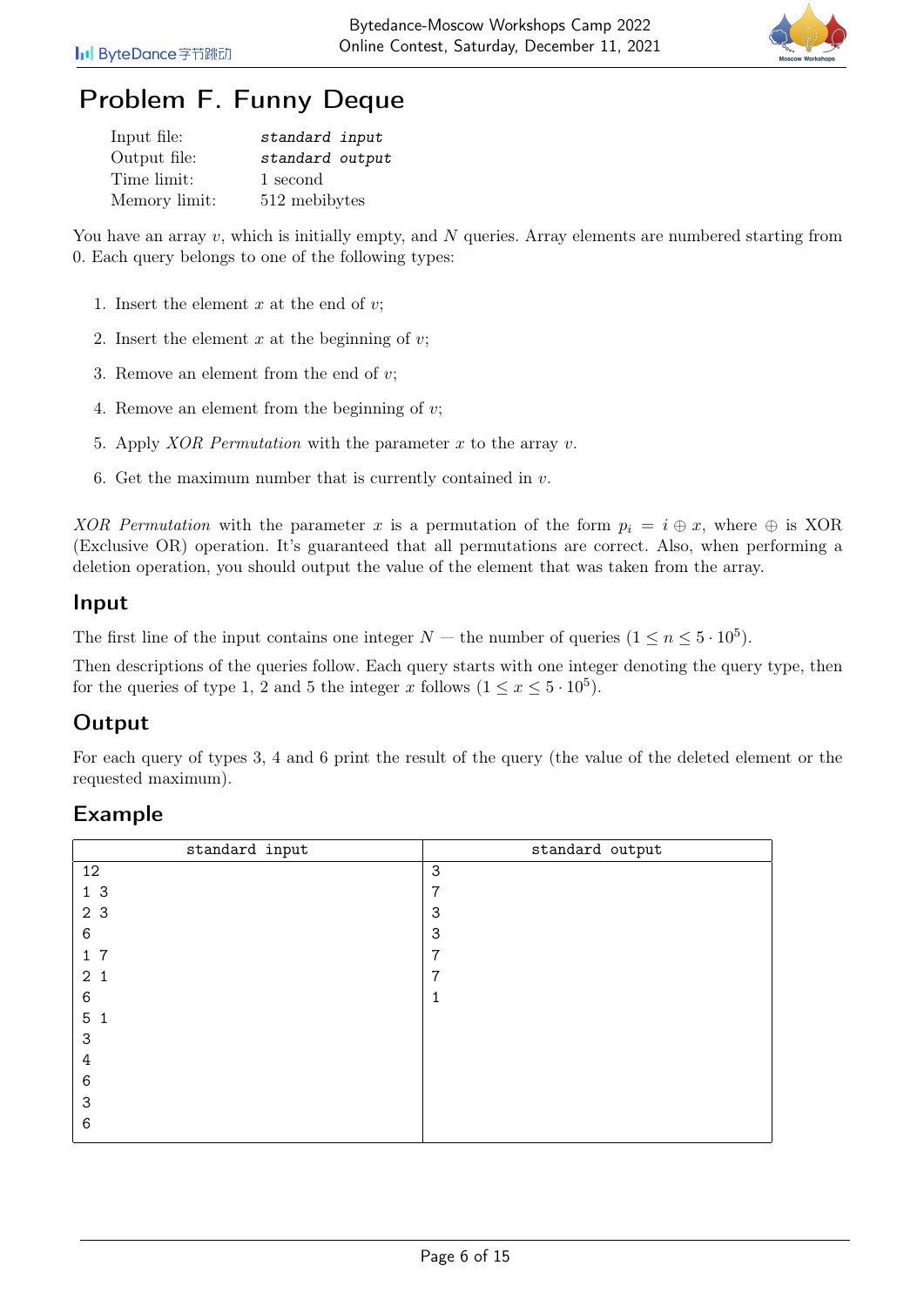# Problem F. Funny Deque

| | |
|---|---|
| Input file: | *standard input* |
| Output file: | *standard output* |
| Time limit: | 1 second |
| Memory limit: | 512 mebibytes |

You have an array $v$, which is initially empty, and $N$ queries. Array elements are numbered starting from 0. Each query belongs to one of the following types:

1. Insert the element $x$ at the end of $v$;
2. Insert the element $x$ at the beginning of $v$;
3. Remove an element from the end of $v$;
4. Remove an element from the beginning of $v$;
5. Apply *XOR Permutation* with the parameter $x$ to the array $v$.
6. Get the maximum number that is currently contained in $v$.

*XOR Permutation* with the parameter $x$ is a permutation of the form $p_i = i \oplus x$, where $\oplus$ is XOR (Exclusive OR) operation. It's guaranteed that all permutations are correct. Also, when performing a deletion operation, you should output the value of the element that was taken from the array.

## Input

The first line of the input contains one integer $N$ — the number of queries ($1 \le n \le 5 \cdot 10^5$).

Then descriptions of the queries follow. Each query starts with one integer denoting the query type, then for the queries of type 1, 2 and 5 the integer $x$ follows ($1 \le x \le 5 \cdot 10^5$).

## Output

For each query of types 3, 4 and 6 print the result of the query (the value of the deleted element or the requested maximum).

## Example

| standard input | standard output |
|---|---|
| 12<br>1 3<br>2 3<br>6<br>1 7<br>2 1<br>6<br>5 1<br>3<br>4<br>6<br>3<br>6 | 3<br>7<br>3<br>3<br>7<br>7<br>1 |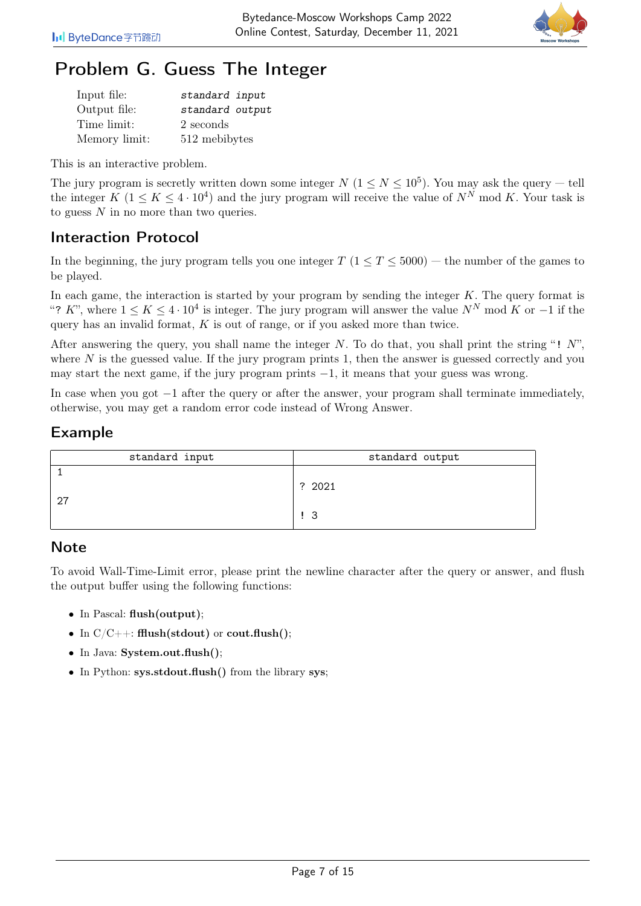# Problem G. Guess The Integer

| | |
|---|---|
| Input file: | *standard input* |
| Output file: | *standard output* |
| Time limit: | 2 seconds |
| Memory limit: | 512 mebibytes |

This is an interactive problem.

The jury program is secretly written down some integer $N$ ($1 \le N \le 10^5$). You may ask the query — tell the integer $K$ ($1 \le K \le 4 \cdot 10^4$) and the jury program will receive the value of $N^N \bmod K$. Your task is to guess $N$ in no more than two queries.

## Interaction Protocol

In the beginning, the jury program tells you one integer $T$ ($1 \le T \le 5000$) — the number of the games to be played.

In each game, the interaction is started by your program by sending the integer $K$. The query format is "`?` $K$", where $1 \le K \le 4 \cdot 10^4$ is integer. The jury program will answer the value $N^N \bmod K$ or $-1$ if the query has an invalid format, $K$ is out of range, or if you asked more than twice.

After answering the query, you shall name the integer $N$. To do that, you shall print the string "`!` $N$", where $N$ is the guessed value. If the jury program prints 1, then the answer is guessed correctly and you may start the next game, if the jury program prints $-1$, it means that your guess was wrong.

In case when you got $-1$ after the query or after the answer, your program shall terminate immediately, otherwise, you may get a random error code instead of Wrong Answer.

## Example

| standard input | standard output |
|---|---|
| 1 | |
| | ? 2021 |
| 27 | |
| | ! 3 |

## Note

To avoid Wall-Time-Limit error, please print the newline character after the query or answer, and flush the output buffer using the following functions:

- In Pascal: **flush(output)**;
- In C/C++: **fflush(stdout)** or **cout.flush()**;
- In Java: **System.out.flush()**;
- In Python: **sys.stdout.flush()** from the library **sys**;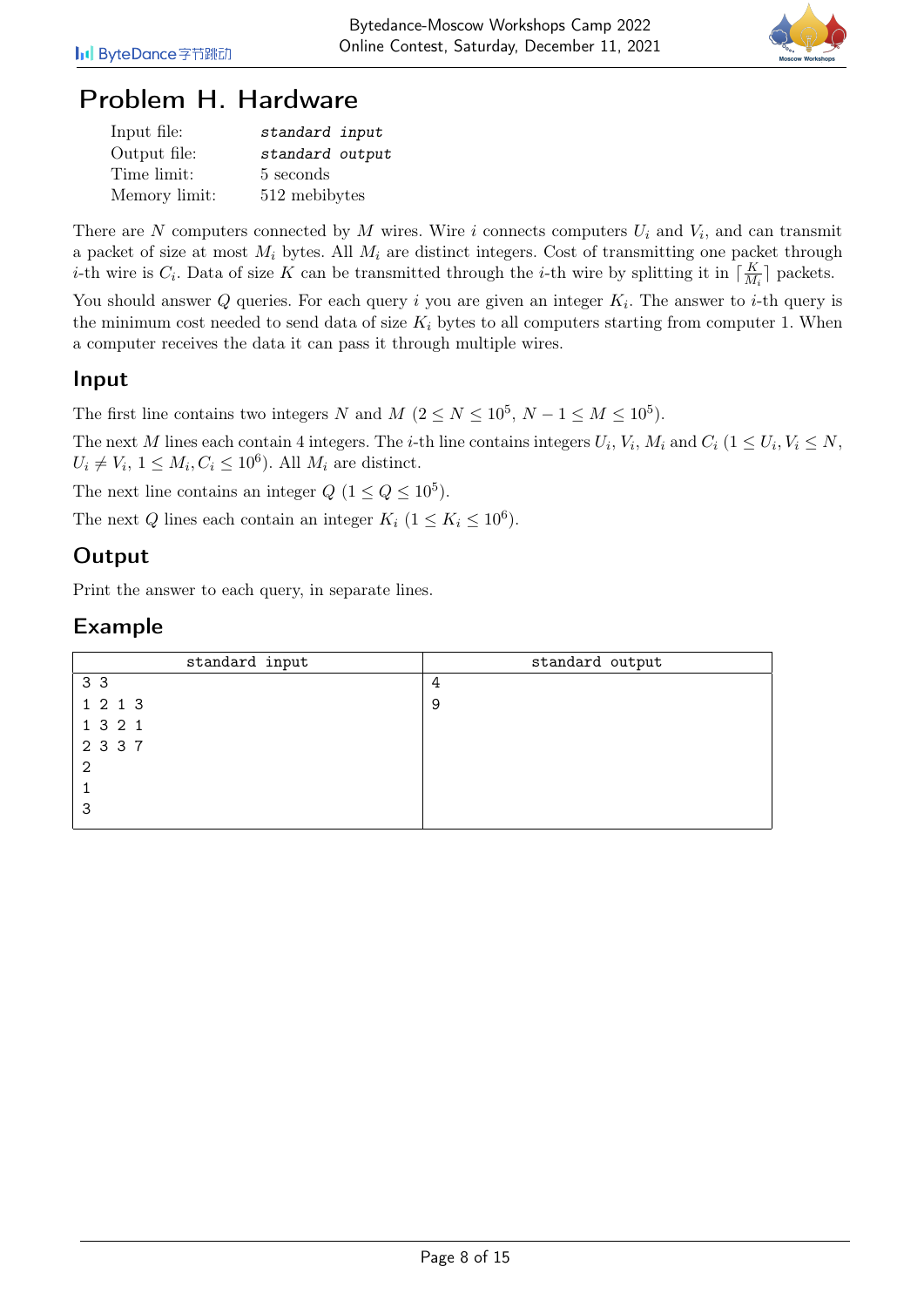# Problem H. Hardware

| | |
|---|---|
| Input file: | *standard input* |
| Output file: | *standard output* |
| Time limit: | 5 seconds |
| Memory limit: | 512 mebibytes |

There are $N$ computers connected by $M$ wires. Wire $i$ connects computers $U_i$ and $V_i$, and can transmit a packet of size at most $M_i$ bytes. All $M_i$ are distinct integers. Cost of transmitting one packet through $i$-th wire is $C_i$. Data of size $K$ can be transmitted through the $i$-th wire by splitting it in $\lceil \frac{K}{M_i} \rceil$ packets.

You should answer $Q$ queries. For each query $i$ you are given an integer $K_i$. The answer to $i$-th query is the minimum cost needed to send data of size $K_i$ bytes to all computers starting from computer 1. When a computer receives the data it can pass it through multiple wires.

## Input

The first line contains two integers $N$ and $M$ ($2 \le N \le 10^5$, $N - 1 \le M \le 10^5$).

The next $M$ lines each contain 4 integers. The $i$-th line contains integers $U_i$, $V_i$, $M_i$ and $C_i$ ($1 \le U_i, V_i \le N$, $U_i \ne V_i$, $1 \le M_i, C_i \le 10^6$). All $M_i$ are distinct.

The next line contains an integer $Q$ ($1 \le Q \le 10^5$).

The next $Q$ lines each contain an integer $K_i$ ($1 \le K_i \le 10^6$).

## Output

Print the answer to each query, in separate lines.

## Example

| standard input | standard output |
|---|---|
| 3 3<br>1 2 1 3<br>1 3 2 1<br>2 3 3 7<br>2<br>1<br>3 | 4<br>9 |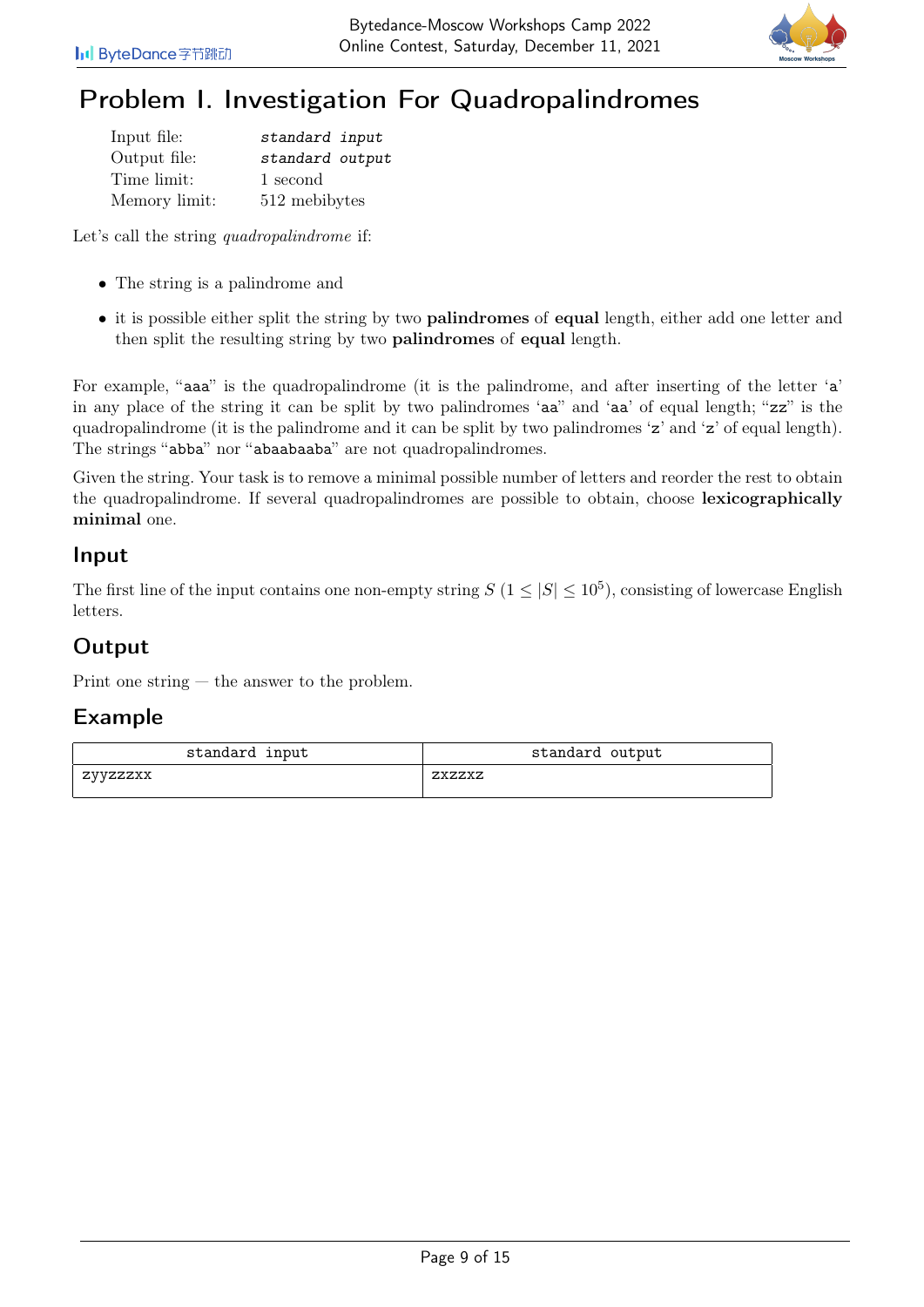# Problem I. Investigation For Quadropalindromes

| | |
|---|---|
| Input file: | *standard input* |
| Output file: | *standard output* |
| Time limit: | 1 second |
| Memory limit: | 512 mebibytes |

Let's call the string *quadropalindrome* if:

- The string is a palindrome and
- it is possible either split the string by two **palindromes** of **equal** length, either add one letter and then split the resulting string by two **palindromes** of **equal** length.

For example, "aaa" is the quadropalindrome (it is the palindrome, and after inserting of the letter 'a' in any place of the string it can be split by two palindromes 'aa" and 'aa' of equal length; "zz" is the quadropalindrome (it is the palindrome and it can be split by two palindromes 'z' and 'z' of equal length). The strings "abba" nor "abaabaaba" are not quadropalindromes.

Given the string. Your task is to remove a minimal possible number of letters and reorder the rest to obtain the quadropalindrome. If several quadropalindromes are possible to obtain, choose **lexicographically minimal** one.

## Input

The first line of the input contains one non-empty string $S$ ($1 \leq |S| \leq 10^5$), consisting of lowercase English letters.

## Output

Print one string — the answer to the problem.

## Example

| standard input | standard output |
|---|---|
| zyyzzzxx | zxzzxz |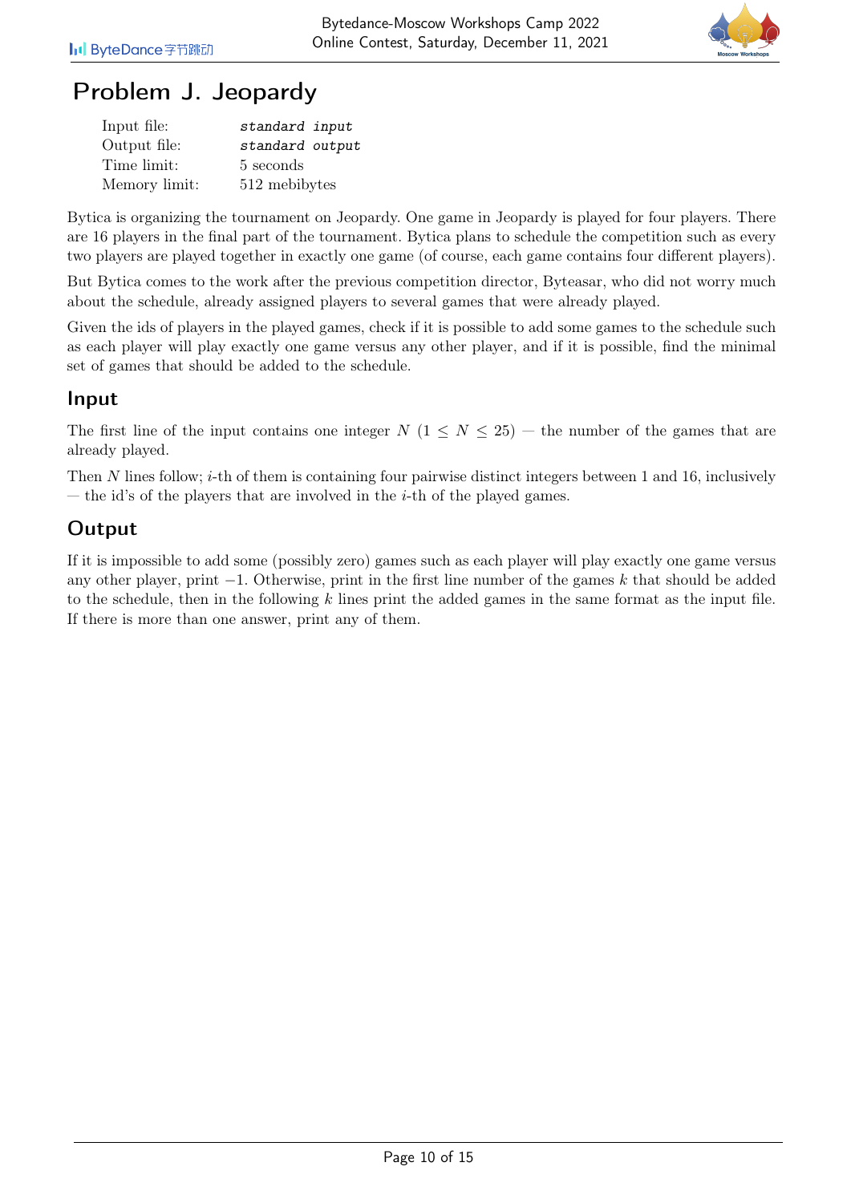# Problem J. Jeopardy

| | |
|---|---|
| Input file: | *standard input* |
| Output file: | *standard output* |
| Time limit: | 5 seconds |
| Memory limit: | 512 mebibytes |

Bytica is organizing the tournament on Jeopardy. One game in Jeopardy is played for four players. There are 16 players in the final part of the tournament. Bytica plans to schedule the competition such as every two players are played together in exactly one game (of course, each game contains four different players).

But Bytica comes to the work after the previous competition director, Byteasar, who did not worry much about the schedule, already assigned players to several games that were already played.

Given the ids of players in the played games, check if it is possible to add some games to the schedule such as each player will play exactly one game versus any other player, and if it is possible, find the minimal set of games that should be added to the schedule.

## Input

The first line of the input contains one integer $N$ ($1 \le N \le 25$) — the number of the games that are already played.

Then $N$ lines follow; $i$-th of them is containing four pairwise distinct integers between 1 and 16, inclusively — the id's of the players that are involved in the $i$-th of the played games.

## Output

If it is impossible to add some (possibly zero) games such as each player will play exactly one game versus any other player, print $-1$. Otherwise, print in the first line number of the games $k$ that should be added to the schedule, then in the following $k$ lines print the added games in the same format as the input file. If there is more than one answer, print any of them.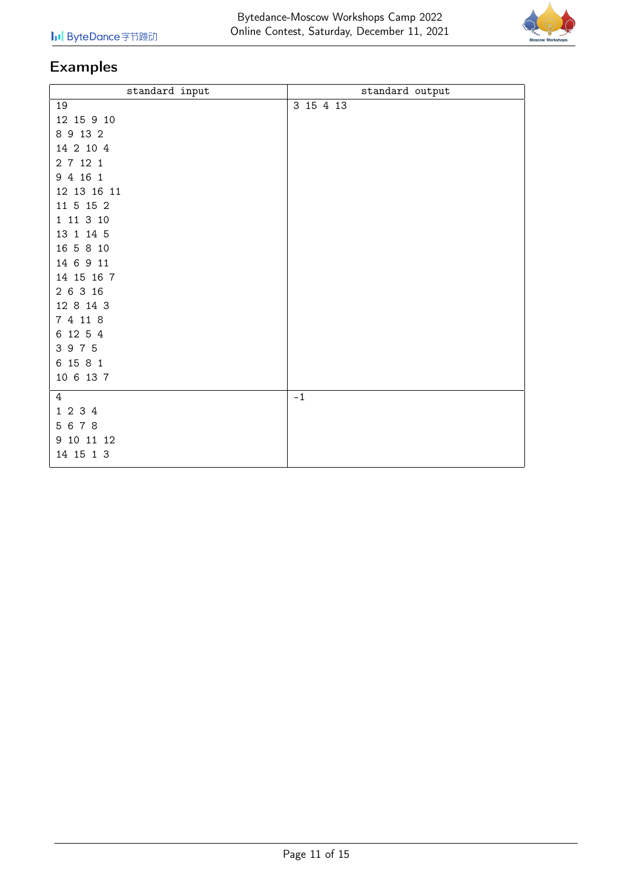## Examples

| standard input | standard output |
|---|---|
| 19<br>12 15 9 10<br>8 9 13 2<br>14 2 10 4<br>2 7 12 1<br>9 4 16 1<br>12 13 16 11<br>11 5 15 2<br>1 11 3 10<br>13 1 14 5<br>16 5 8 10<br>14 6 9 11<br>14 15 16 7<br>2 6 3 16<br>12 8 14 3<br>7 4 11 8<br>6 12 5 4<br>3 9 7 5<br>6 15 8 1<br>10 6 13 7 | 3 15 4 13 |
| 4<br>1 2 3 4<br>5 6 7 8<br>9 10 11 12<br>14 15 1 3 | -1 |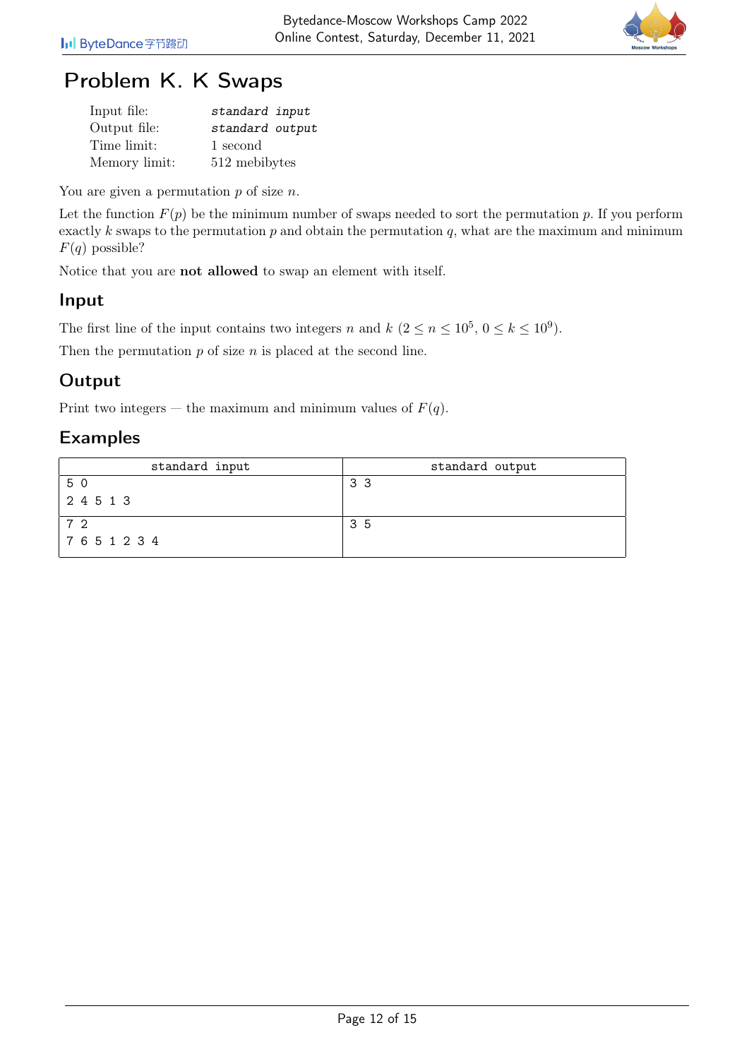# Problem K. K Swaps

| | |
|---|---|
| Input file: | *standard input* |
| Output file: | *standard output* |
| Time limit: | 1 second |
| Memory limit: | 512 mebibytes |

You are given a permutation $p$ of size $n$.

Let the function $F(p)$ be the minimum number of swaps needed to sort the permutation $p$. If you perform exactly $k$ swaps to the permutation $p$ and obtain the permutation $q$, what are the maximum and minimum $F(q)$ possible?

Notice that you are **not allowed** to swap an element with itself.

## Input

The first line of the input contains two integers $n$ and $k$ ($2 \le n \le 10^5$, $0 \le k \le 10^9$).

Then the permutation $p$ of size $n$ is placed at the second line.

## Output

Print two integers — the maximum and minimum values of $F(q)$.

## Examples

| standard input | standard output |
|---|---|
| 5 0<br>2 4 5 1 3 | 3 3 |
| 7 2<br>7 6 5 1 2 3 4 | 3 5 |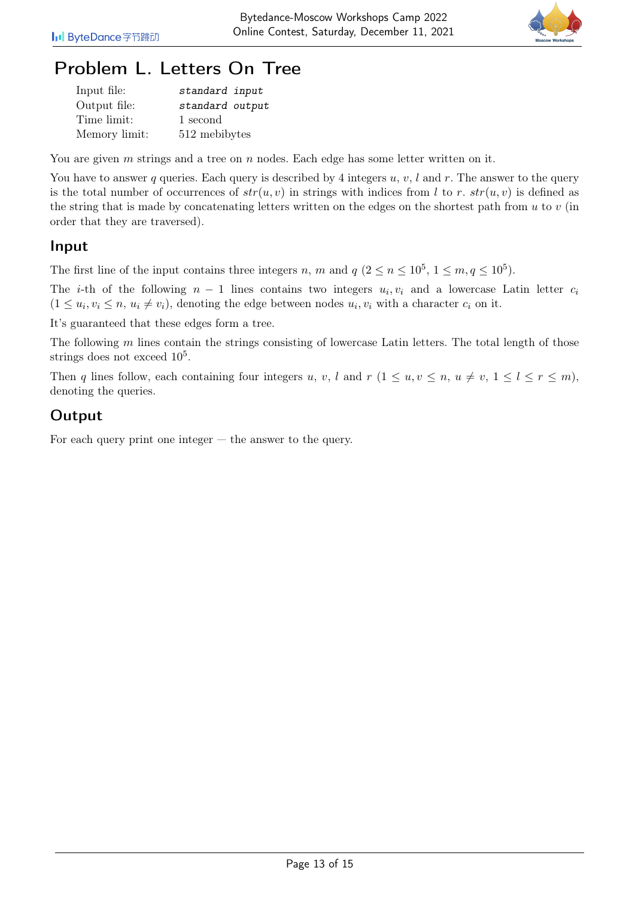# Problem L. Letters On Tree

| | |
|---|---|
| Input file: | *standard input* |
| Output file: | *standard output* |
| Time limit: | 1 second |
| Memory limit: | 512 mebibytes |

You are given $m$ strings and a tree on $n$ nodes. Each edge has some letter written on it.

You have to answer $q$ queries. Each query is described by 4 integers $u$, $v$, $l$ and $r$. The answer to the query is the total number of occurrences of $str(u, v)$ in strings with indices from $l$ to $r$. $str(u, v)$ is defined as the string that is made by concatenating letters written on the edges on the shortest path from $u$ to $v$ (in order that they are traversed).

## Input

The first line of the input contains three integers $n$, $m$ and $q$ ($2 \le n \le 10^5$, $1 \le m, q \le 10^5$).

The $i$-th of the following $n - 1$ lines contains two integers $u_i, v_i$ and a lowercase Latin letter $c_i$ ($1 \le u_i, v_i \le n$, $u_i \ne v_i$), denoting the edge between nodes $u_i, v_i$ with a character $c_i$ on it.

It's guaranteed that these edges form a tree.

The following $m$ lines contain the strings consisting of lowercase Latin letters. The total length of those strings does not exceed $10^5$.

Then $q$ lines follow, each containing four integers $u$, $v$, $l$ and $r$ ($1 \le u, v \le n$, $u \ne v$, $1 \le l \le r \le m$), denoting the queries.

## Output

For each query print one integer — the answer to the query.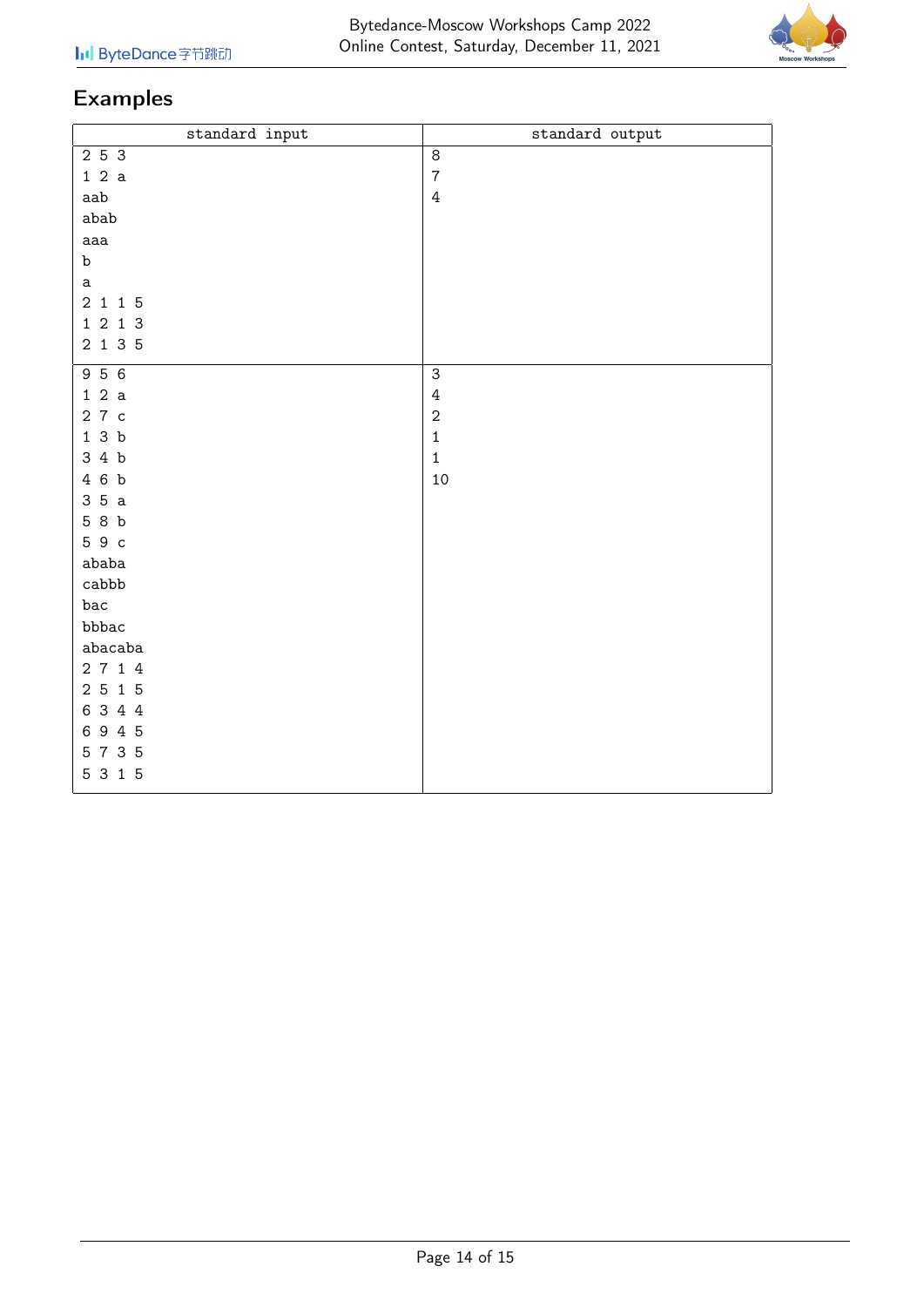## Examples

| standard input | standard output |
|---|---|
| 2 5 3<br>1 2 a<br>aab<br>abab<br>aaa<br>b<br>a<br>2 1 1 5<br>1 2 1 3<br>2 1 3 5 | 8<br>7<br>4 |
| 9 5 6<br>1 2 a<br>2 7 c<br>1 3 b<br>3 4 b<br>4 6 b<br>3 5 a<br>5 8 b<br>5 9 c<br>ababa<br>cabbb<br>bac<br>bbbac<br>abacaba<br>2 7 1 4<br>2 5 1 5<br>6 3 4 4<br>6 9 4 5<br>5 7 3 5<br>5 3 1 5 | 3<br>4<br>2<br>1<br>1<br>10 |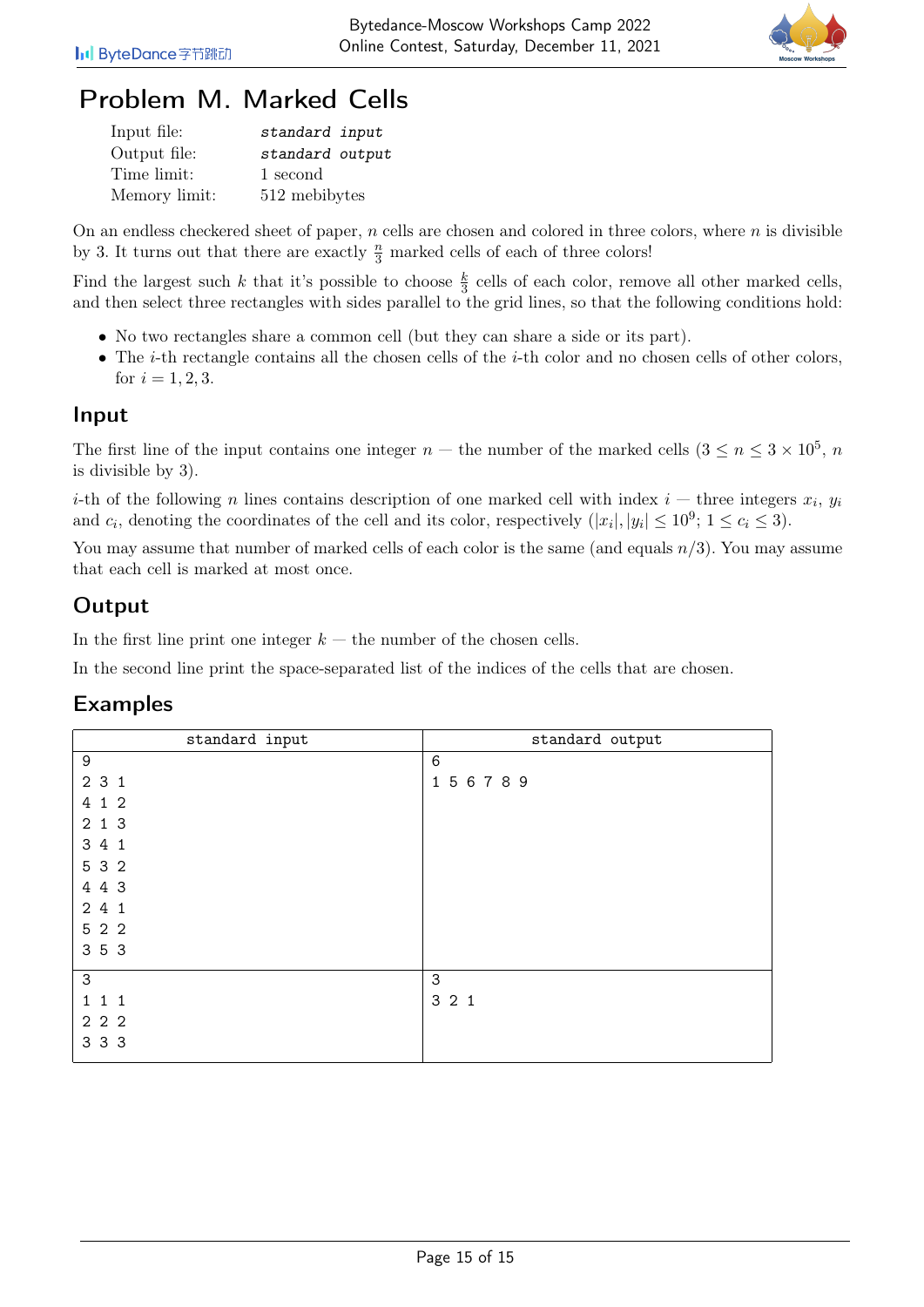# Problem M. Marked Cells

| | |
|---|---|
| Input file: | *standard input* |
| Output file: | *standard output* |
| Time limit: | 1 second |
| Memory limit: | 512 mebibytes |

On an endless checkered sheet of paper, $n$ cells are chosen and colored in three colors, where $n$ is divisible by 3. It turns out that there are exactly $\frac{n}{3}$ marked cells of each of three colors!

Find the largest such $k$ that it's possible to choose $\frac{k}{3}$ cells of each color, remove all other marked cells, and then select three rectangles with sides parallel to the grid lines, so that the following conditions hold:

- No two rectangles share a common cell (but they can share a side or its part).
- The $i$-th rectangle contains all the chosen cells of the $i$-th color and no chosen cells of other colors, for $i = 1, 2, 3$.

## Input

The first line of the input contains one integer $n$ — the number of the marked cells ($3 \le n \le 3 \times 10^5$, $n$ is divisible by 3).

$i$-th of the following $n$ lines contains description of one marked cell with index $i$ — three integers $x_i$, $y_i$ and $c_i$, denoting the coordinates of the cell and its color, respectively ($|x_i|, |y_i| \le 10^9$; $1 \le c_i \le 3$).

You may assume that number of marked cells of each color is the same (and equals $n/3$). You may assume that each cell is marked at most once.

## Output

In the first line print one integer $k$ — the number of the chosen cells.

In the second line print the space-separated list of the indices of the cells that are chosen.

## Examples

| standard input | standard output |
|---|---|
| 9<br>2 3 1<br>4 1 2<br>2 1 3<br>3 4 1<br>5 3 2<br>4 4 3<br>2 4 1<br>5 2 2<br>3 5 3 | 6<br>1 5 6 7 8 9 |
| 3<br>1 1 1<br>2 2 2<br>3 3 3 | 3<br>3 2 1 |